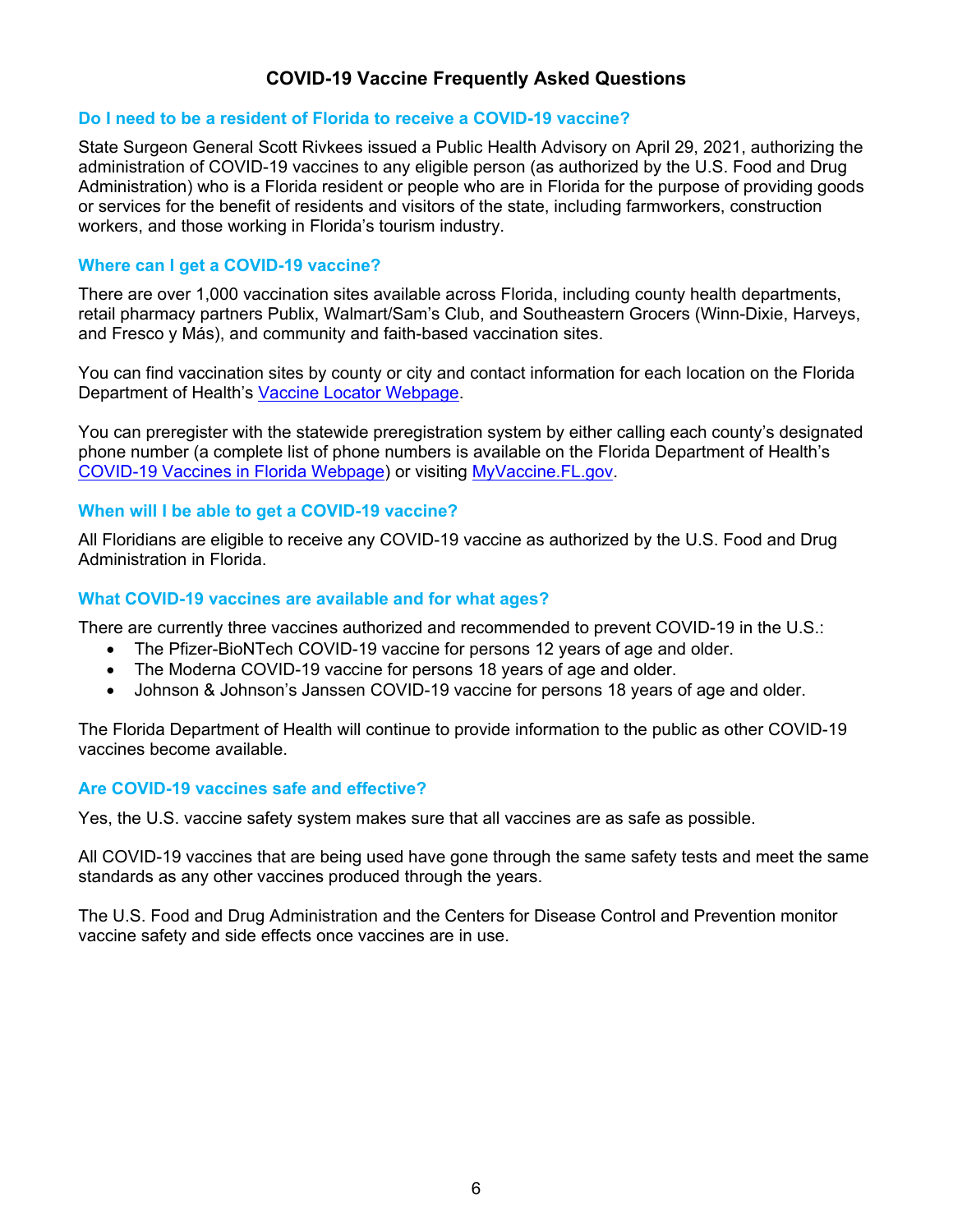# COVID-19 Vaccine Frequently Asked Questions

## Do I need to be a resident of Florida to receive a COVID-19 vaccine?

State Surgeon General Scott Rivkees issued a Public Health Advisory on April 29, 2021, authorizing the administration of COVID-19 vaccines to any eligible person (as authorized by the U.S. Food and Drug Administration) who is a Florida resident or people who are in Florida for the purpose of providing goods or services for the benefit of residents and visitors of the state, including farmworkers, construction workers, and those working in Florida's tourism industry.

## Where can I get a COVID-19 vaccine?

There are over 1,000 vaccination sites available across Florida, including county health departments, retail pharmacy partners Publix, Walmart/Sam's Club, and Southeastern Grocers (Winn-Dixie, Harveys, and Fresco y Más), and community and faith-based vaccination sites.

You can find vaccination sites by county or city and contact information for each location on the Florida Department of Health's [Vaccine Locator Webpage](#).

You can preregister with the statewide preregistration system by either calling each county's designated phone number (a complete list of phone numbers is available on the Florida Department of Health's [COVID-19 Vaccines in Florida Webpage](#)) or visiting [MyVaccine.FL.gov](#).

## When will I be able to get a COVID-19 vaccine?

All Floridians are eligible to receive any COVID-19 vaccine as authorized by the U.S. Food and Drug Administration in Florida.

## What COVID-19 vaccines are available and for what ages?

There are currently three vaccines authorized and recommended to prevent COVID-19 in the U.S.:

- The Pfizer-BioNTech COVID-19 vaccine for persons 12 years of age and older.
- The Moderna COVID-19 vaccine for persons 18 years of age and older.
- Johnson & Johnson's Janssen COVID-19 vaccine for persons 18 years of age and older.

The Florida Department of Health will continue to provide information to the public as other COVID-19 vaccines become available.

## Are COVID-19 vaccines safe and effective?

Yes, the U.S. vaccine safety system makes sure that all vaccines are as safe as possible.

All COVID-19 vaccines that are being used have gone through the same safety tests and meet the same standards as any other vaccines produced through the years.

The U.S. Food and Drug Administration and the Centers for Disease Control and Prevention monitor vaccine safety and side effects once vaccines are in use.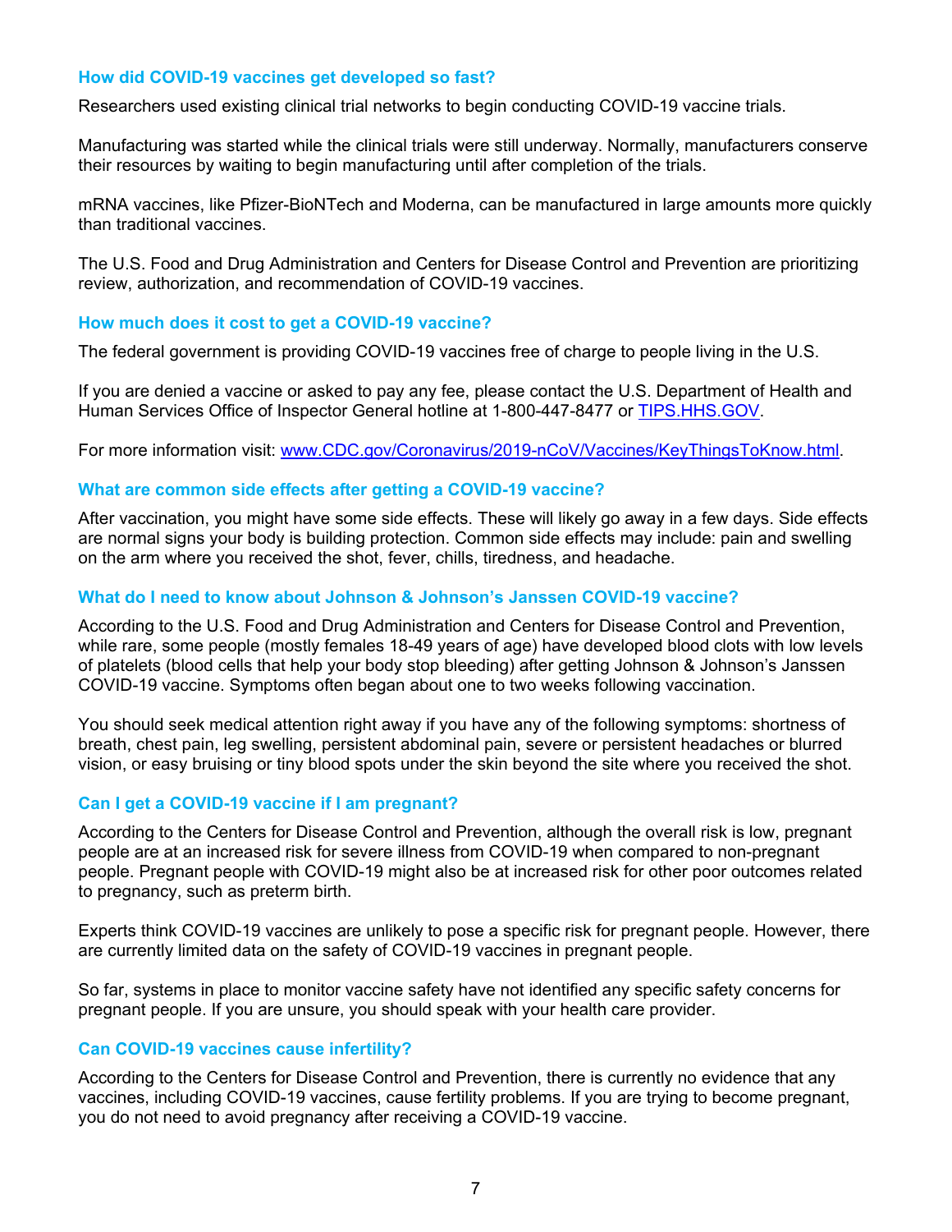### How did COVID-19 vaccines get developed so fast?

Researchers used existing clinical trial networks to begin conducting COVID-19 vaccine trials.

Manufacturing was started while the clinical trials were still underway. Normally, manufacturers conserve their resources by waiting to begin manufacturing until after completion of the trials.

mRNA vaccines, like Pfizer-BioNTech and Moderna, can be manufactured in large amounts more quickly than traditional vaccines.

The U.S. Food and Drug Administration and Centers for Disease Control and Prevention are prioritizing review, authorization, and recommendation of COVID-19 vaccines.

### How much does it cost to get a COVID-19 vaccine?

The federal government is providing COVID-19 vaccines free of charge to people living in the U.S.

If you are denied a vaccine or asked to pay any fee, please contact the U.S. Department of Health and Human Services Office of Inspector General hotline at 1-800-447-8477 or [TIPS.HHS.GOV](TIPS.HHS.GOV).

For more information visit: [www.CDC.gov/Coronavirus/2019-nCoV/Vaccines/KeyThingsToKnow.html](www.CDC.gov/Coronavirus/2019-nCoV/Vaccines/KeyThingsToKnow.html).

### What are common side effects after getting a COVID-19 vaccine?

After vaccination, you might have some side effects. These will likely go away in a few days. Side effects are normal signs your body is building protection. Common side effects may include: pain and swelling on the arm where you received the shot, fever, chills, tiredness, and headache.

### What do I need to know about Johnson & Johnson's Janssen COVID-19 vaccine?

According to the U.S. Food and Drug Administration and Centers for Disease Control and Prevention, while rare, some people (mostly females 18-49 years of age) have developed blood clots with low levels of platelets (blood cells that help your body stop bleeding) after getting Johnson & Johnson's Janssen COVID-19 vaccine. Symptoms often began about one to two weeks following vaccination.

You should seek medical attention right away if you have any of the following symptoms: shortness of breath, chest pain, leg swelling, persistent abdominal pain, severe or persistent headaches or blurred vision, or easy bruising or tiny blood spots under the skin beyond the site where you received the shot.

### Can I get a COVID-19 vaccine if I am pregnant?

According to the Centers for Disease Control and Prevention, although the overall risk is low, pregnant people are at an increased risk for severe illness from COVID-19 when compared to non-pregnant people. Pregnant people with COVID-19 might also be at increased risk for other poor outcomes related to pregnancy, such as preterm birth.

Experts think COVID-19 vaccines are unlikely to pose a specific risk for pregnant people. However, there are currently limited data on the safety of COVID-19 vaccines in pregnant people.

So far, systems in place to monitor vaccine safety have not identified any specific safety concerns for pregnant people. If you are unsure, you should speak with your health care provider.

### Can COVID-19 vaccines cause infertility?

According to the Centers for Disease Control and Prevention, there is currently no evidence that any vaccines, including COVID-19 vaccines, cause fertility problems. If you are trying to become pregnant, you do not need to avoid pregnancy after receiving a COVID-19 vaccine.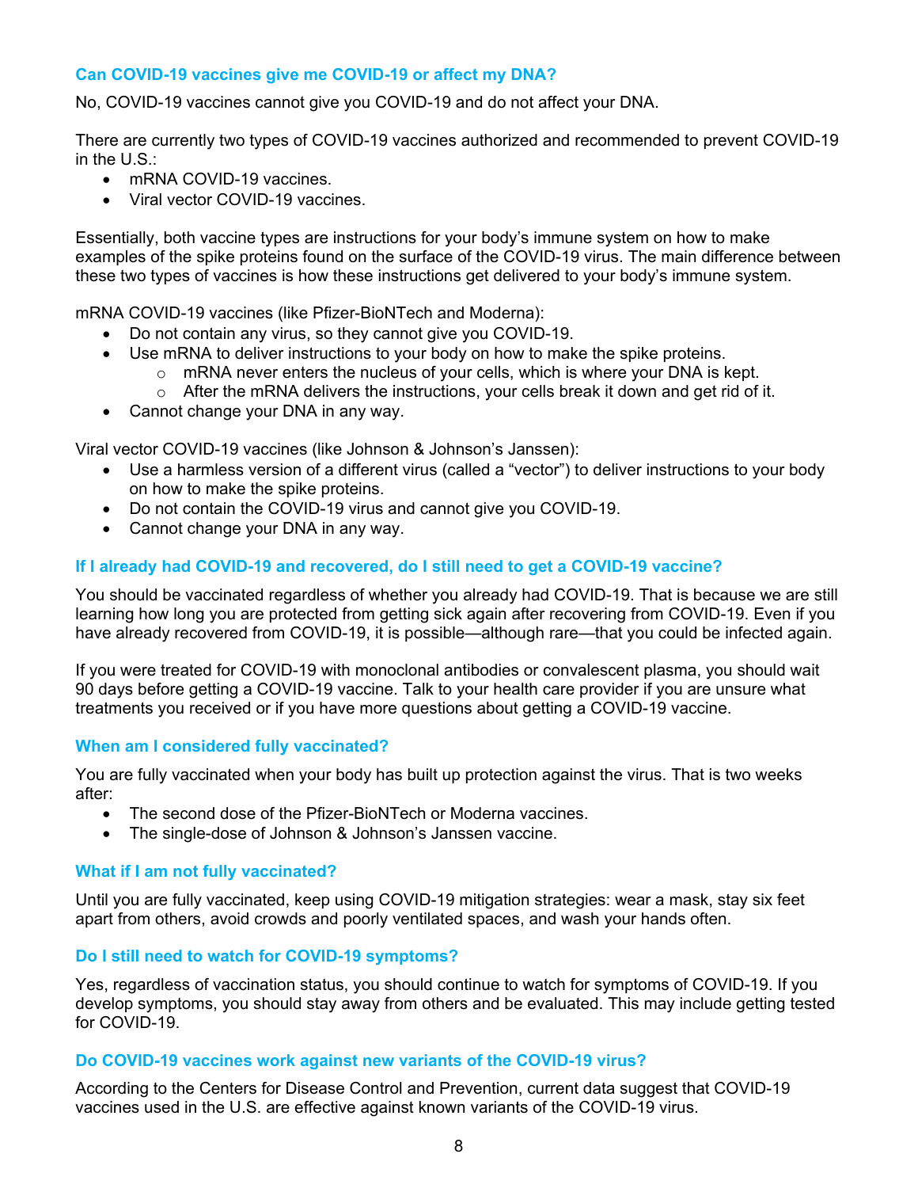### Can COVID-19 vaccines give me COVID-19 or affect my DNA?

No, COVID-19 vaccines cannot give you COVID-19 and do not affect your DNA.

There are currently two types of COVID-19 vaccines authorized and recommended to prevent COVID-19 in the U.S.:

- mRNA COVID-19 vaccines.
- Viral vector COVID-19 vaccines.

Essentially, both vaccine types are instructions for your body's immune system on how to make examples of the spike proteins found on the surface of the COVID-19 virus. The main difference between these two types of vaccines is how these instructions get delivered to your body's immune system.

mRNA COVID-19 vaccines (like Pfizer-BioNTech and Moderna):

- Do not contain any virus, so they cannot give you COVID-19.
- Use mRNA to deliver instructions to your body on how to make the spike proteins.
  - mRNA never enters the nucleus of your cells, which is where your DNA is kept.
  - After the mRNA delivers the instructions, your cells break it down and get rid of it.
- Cannot change your DNA in any way.

Viral vector COVID-19 vaccines (like Johnson & Johnson's Janssen):

- Use a harmless version of a different virus (called a "vector") to deliver instructions to your body on how to make the spike proteins.
- Do not contain the COVID-19 virus and cannot give you COVID-19.
- Cannot change your DNA in any way.

### If I already had COVID-19 and recovered, do I still need to get a COVID-19 vaccine?

You should be vaccinated regardless of whether you already had COVID-19. That is because we are still learning how long you are protected from getting sick again after recovering from COVID-19. Even if you have already recovered from COVID-19, it is possible—although rare—that you could be infected again.

If you were treated for COVID-19 with monoclonal antibodies or convalescent plasma, you should wait 90 days before getting a COVID-19 vaccine. Talk to your health care provider if you are unsure what treatments you received or if you have more questions about getting a COVID-19 vaccine.

### When am I considered fully vaccinated?

You are fully vaccinated when your body has built up protection against the virus. That is two weeks after:

- The second dose of the Pfizer-BioNTech or Moderna vaccines.
- The single-dose of Johnson & Johnson's Janssen vaccine.

### What if I am not fully vaccinated?

Until you are fully vaccinated, keep using COVID-19 mitigation strategies: wear a mask, stay six feet apart from others, avoid crowds and poorly ventilated spaces, and wash your hands often.

### Do I still need to watch for COVID-19 symptoms?

Yes, regardless of vaccination status, you should continue to watch for symptoms of COVID-19. If you develop symptoms, you should stay away from others and be evaluated. This may include getting tested for COVID-19.

### Do COVID-19 vaccines work against new variants of the COVID-19 virus?

According to the Centers for Disease Control and Prevention, current data suggest that COVID-19 vaccines used in the U.S. are effective against known variants of the COVID-19 virus.